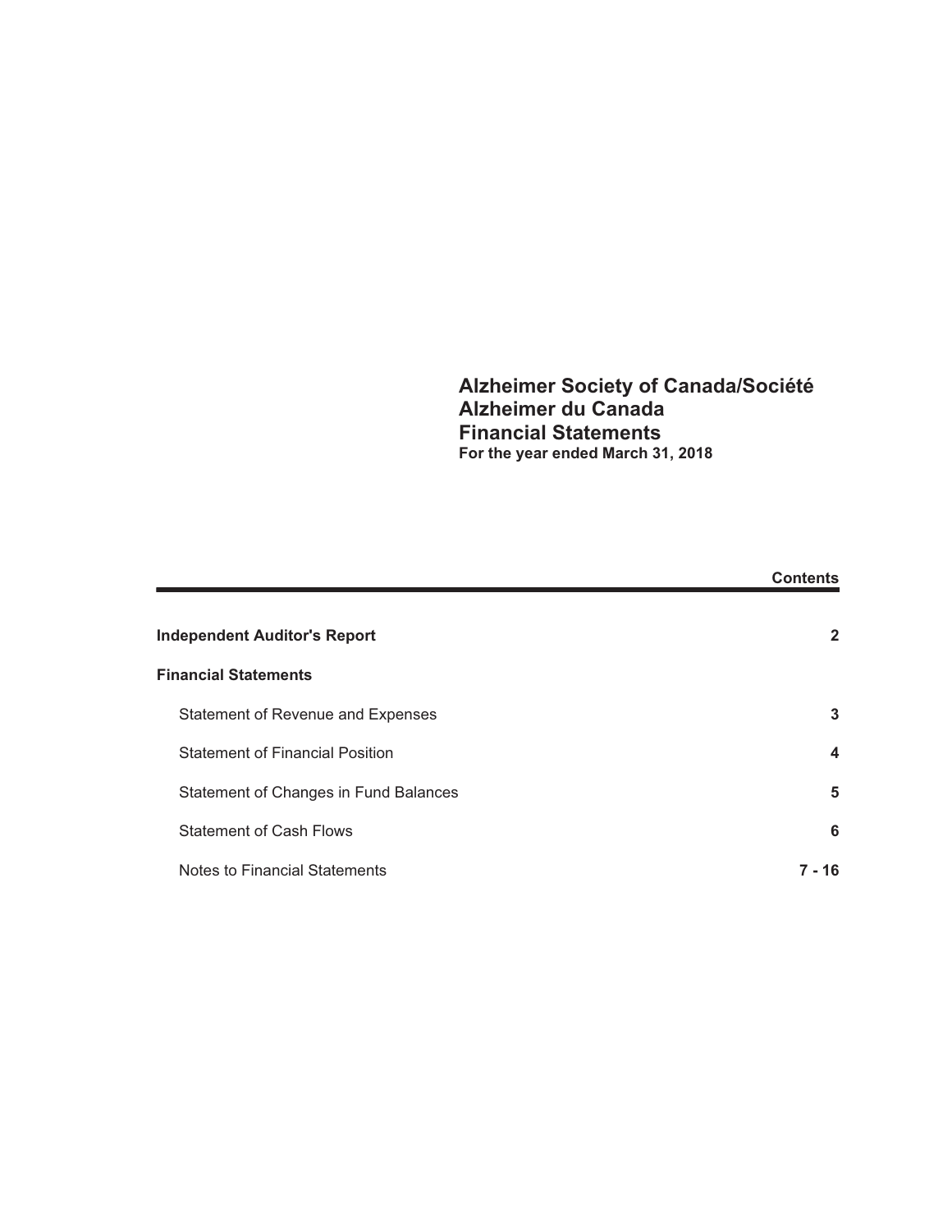# Alzheimer Society of Canada/Société Alzheimer du Canada
# Financial Statements
**For the year ended March 31, 2018**

| | **Contents** |
|---|---|
| **Independent Auditor's Report** | **2** |
| **Financial Statements** | |
| Statement of Revenue and Expenses | **3** |
| Statement of Financial Position | **4** |
| Statement of Changes in Fund Balances | **5** |
| Statement of Cash Flows | **6** |
| Notes to Financial Statements | **7 - 16** |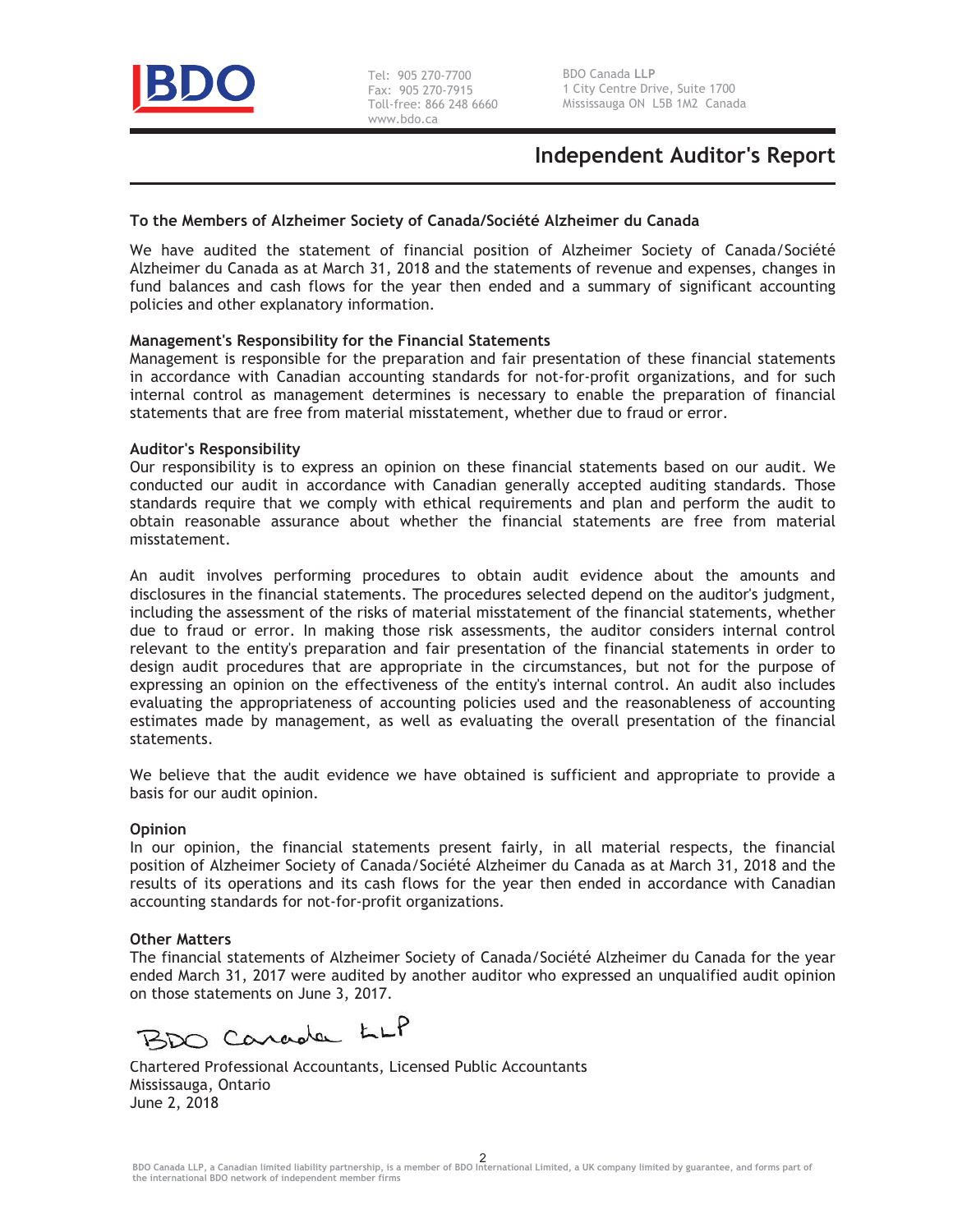BDO

Tel: 905 270-7700
Fax: 905 270-7915
Toll-free: 866 248 6660
www.bdo.ca

BDO Canada **LLP**
1 City Centre Drive, Suite 1700
Mississauga ON L5B 1M2 Canada

# Independent Auditor's Report

**To the Members of Alzheimer Society of Canada/Société Alzheimer du Canada**

We have audited the statement of financial position of Alzheimer Society of Canada/Société Alzheimer du Canada as at March 31, 2018 and the statements of revenue and expenses, changes in fund balances and cash flows for the year then ended and a summary of significant accounting policies and other explanatory information.

**Management's Responsibility for the Financial Statements**

Management is responsible for the preparation and fair presentation of these financial statements in accordance with Canadian accounting standards for not-for-profit organizations, and for such internal control as management determines is necessary to enable the preparation of financial statements that are free from material misstatement, whether due to fraud or error.

**Auditor's Responsibility**

Our responsibility is to express an opinion on these financial statements based on our audit. We conducted our audit in accordance with Canadian generally accepted auditing standards. Those standards require that we comply with ethical requirements and plan and perform the audit to obtain reasonable assurance about whether the financial statements are free from material misstatement.

An audit involves performing procedures to obtain audit evidence about the amounts and disclosures in the financial statements. The procedures selected depend on the auditor's judgment, including the assessment of the risks of material misstatement of the financial statements, whether due to fraud or error. In making those risk assessments, the auditor considers internal control relevant to the entity's preparation and fair presentation of the financial statements in order to design audit procedures that are appropriate in the circumstances, but not for the purpose of expressing an opinion on the effectiveness of the entity's internal control. An audit also includes evaluating the appropriateness of accounting policies used and the reasonableness of accounting estimates made by management, as well as evaluating the overall presentation of the financial statements.

We believe that the audit evidence we have obtained is sufficient and appropriate to provide a basis for our audit opinion.

**Opinion**

In our opinion, the financial statements present fairly, in all material respects, the financial position of Alzheimer Society of Canada/Société Alzheimer du Canada as at March 31, 2018 and the results of its operations and its cash flows for the year then ended in accordance with Canadian accounting standards for not-for-profit organizations.

**Other Matters**

The financial statements of Alzheimer Society of Canada/Société Alzheimer du Canada for the year ended March 31, 2017 were audited by another auditor who expressed an unqualified audit opinion on those statements on June 3, 2017.

BDO Canada LLP

Chartered Professional Accountants, Licensed Public Accountants
Mississauga, Ontario
June 2, 2018

BDO Canada LLP, a Canadian limited liability partnership, is a member of BDO International Limited, a UK company limited by guarantee, and forms part of the international BDO network of independent member firms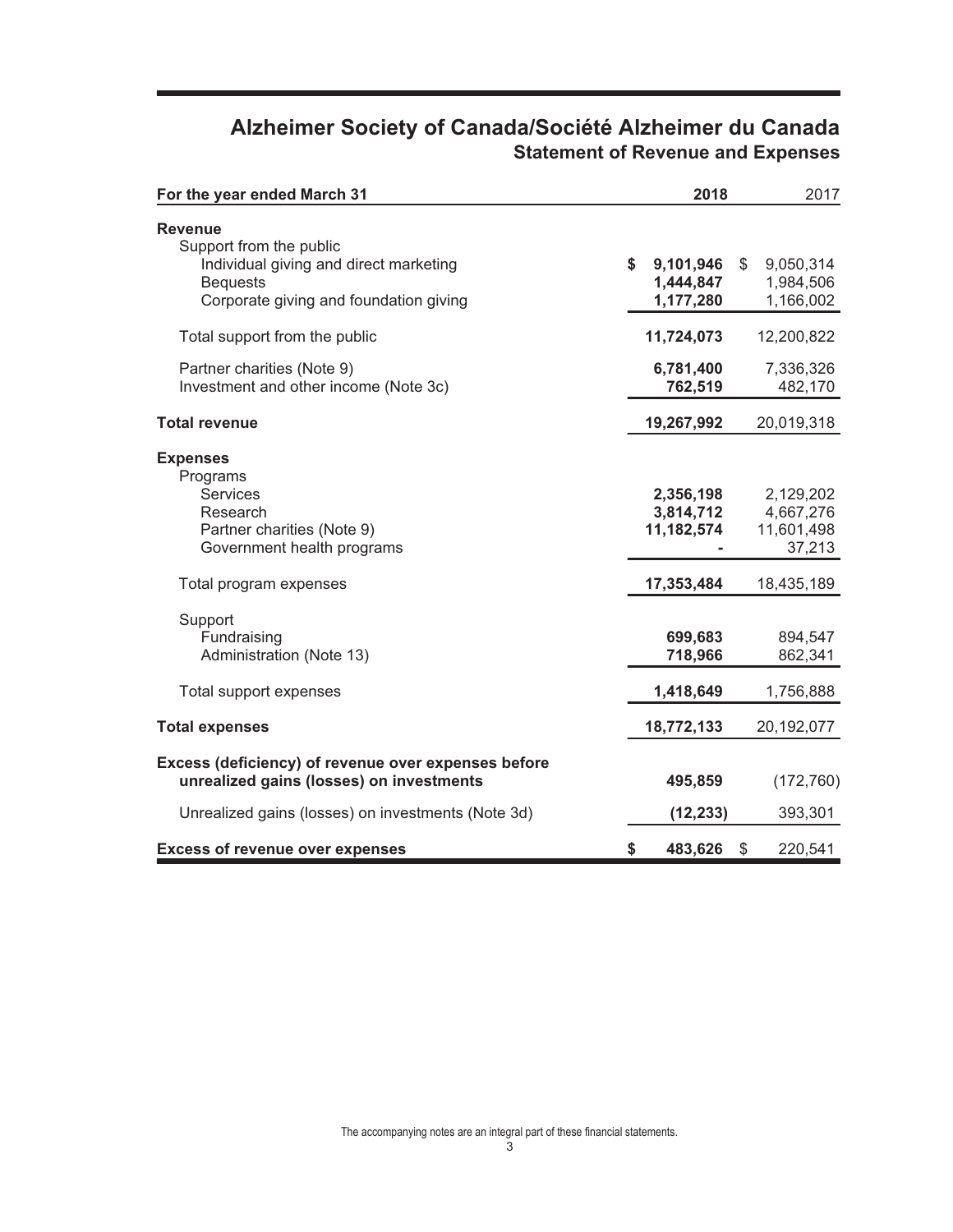# Alzheimer Society of Canada/Société Alzheimer du Canada

## Statement of Revenue and Expenses

| For the year ended March 31 | 2018 | 2017 |
|---|---|---|
| **Revenue** | | |
| Support from the public | | |
| Individual giving and direct marketing | **$ 9,101,946** | $ 9,050,314 |
| Bequests | **1,444,847** | 1,984,506 |
| Corporate giving and foundation giving | **1,177,280** | 1,166,002 |
| Total support from the public | **11,724,073** | 12,200,822 |
| Partner charities (Note 9) | **6,781,400** | 7,336,326 |
| Investment and other income (Note 3c) | **762,519** | 482,170 |
| **Total revenue** | **19,267,992** | 20,019,318 |
| **Expenses** | | |
| Programs | | |
| Services | **2,356,198** | 2,129,202 |
| Research | **3,814,712** | 4,667,276 |
| Partner charities (Note 9) | **11,182,574** | 11,601,498 |
| Government health programs | **-** | 37,213 |
| Total program expenses | **17,353,484** | 18,435,189 |
| Support | | |
| Fundraising | **699,683** | 894,547 |
| Administration (Note 13) | **718,966** | 862,341 |
| Total support expenses | **1,418,649** | 1,756,888 |
| **Total expenses** | **18,772,133** | 20,192,077 |
| **Excess (deficiency) of revenue over expenses before unrealized gains (losses) on investments** | **495,859** | (172,760) |
| Unrealized gains (losses) on investments (Note 3d) | **(12,233)** | 393,301 |
| **Excess of revenue over expenses** | **$ 483,626** | $ 220,541 |

The accompanying notes are an integral part of these financial statements.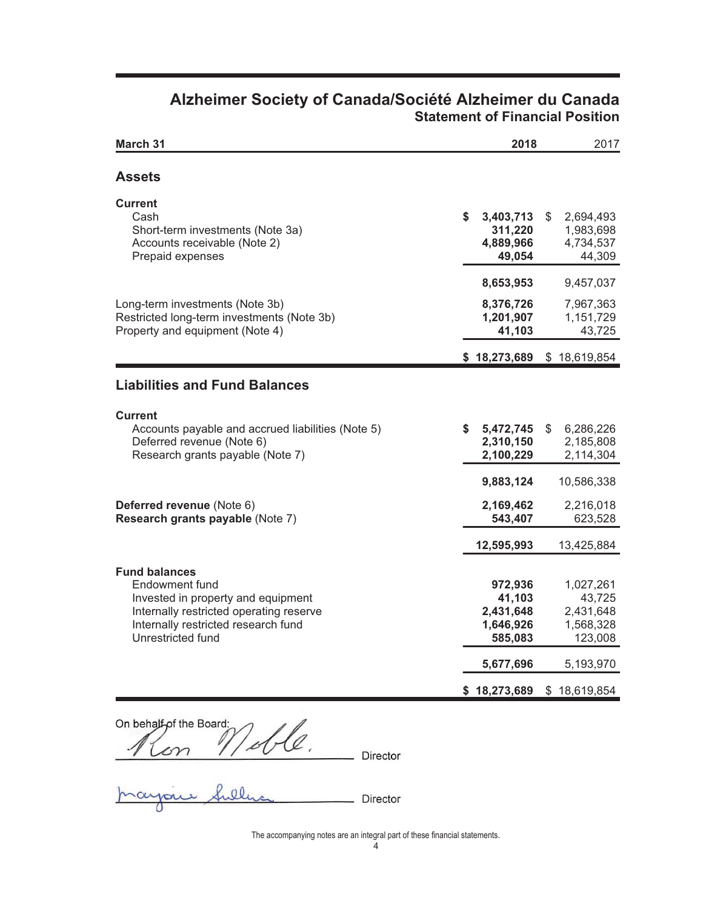# Alzheimer Society of Canada/Société Alzheimer du Canada

## Statement of Financial Position

| March 31 | 2018 | 2017 |
|---|---|---|
| **Assets** | | |
| **Current** | | |
| Cash | $ 3,403,713 | $ 2,694,493 |
| Short-term investments (Note 3a) | 311,220 | 1,983,698 |
| Accounts receivable (Note 2) | 4,889,966 | 4,734,537 |
| Prepaid expenses | 49,054 | 44,309 |
| | 8,653,953 | 9,457,037 |
| Long-term investments (Note 3b) | 8,376,726 | 7,967,363 |
| Restricted long-term investments (Note 3b) | 1,201,907 | 1,151,729 |
| Property and equipment (Note 4) | 41,103 | 43,725 |
| | $ 18,273,689 | $ 18,619,854 |
| **Liabilities and Fund Balances** | | |
| **Current** | | |
| Accounts payable and accrued liabilities (Note 5) | $ 5,472,745 | $ 6,286,226 |
| Deferred revenue (Note 6) | 2,310,150 | 2,185,808 |
| Research grants payable (Note 7) | 2,100,229 | 2,114,304 |
| | 9,883,124 | 10,586,338 |
| **Deferred revenue** (Note 6) | 2,169,462 | 2,216,018 |
| **Research grants payable** (Note 7) | 543,407 | 623,528 |
| | 12,595,993 | 13,425,884 |
| **Fund balances** | | |
| Endowment fund | 972,936 | 1,027,261 |
| Invested in property and equipment | 41,103 | 43,725 |
| Internally restricted operating reserve | 2,431,648 | 2,431,648 |
| Internally restricted research fund | 1,646,926 | 1,568,328 |
| Unrestricted fund | 585,083 | 123,008 |
| | 5,677,696 | 5,193,970 |
| | $ 18,273,689 | $ 18,619,854 |

On behalf of the Board:

Ron Noble. ____________ Director

Marjorie Sullivan ____________ Director

The accompanying notes are an integral part of these financial statements.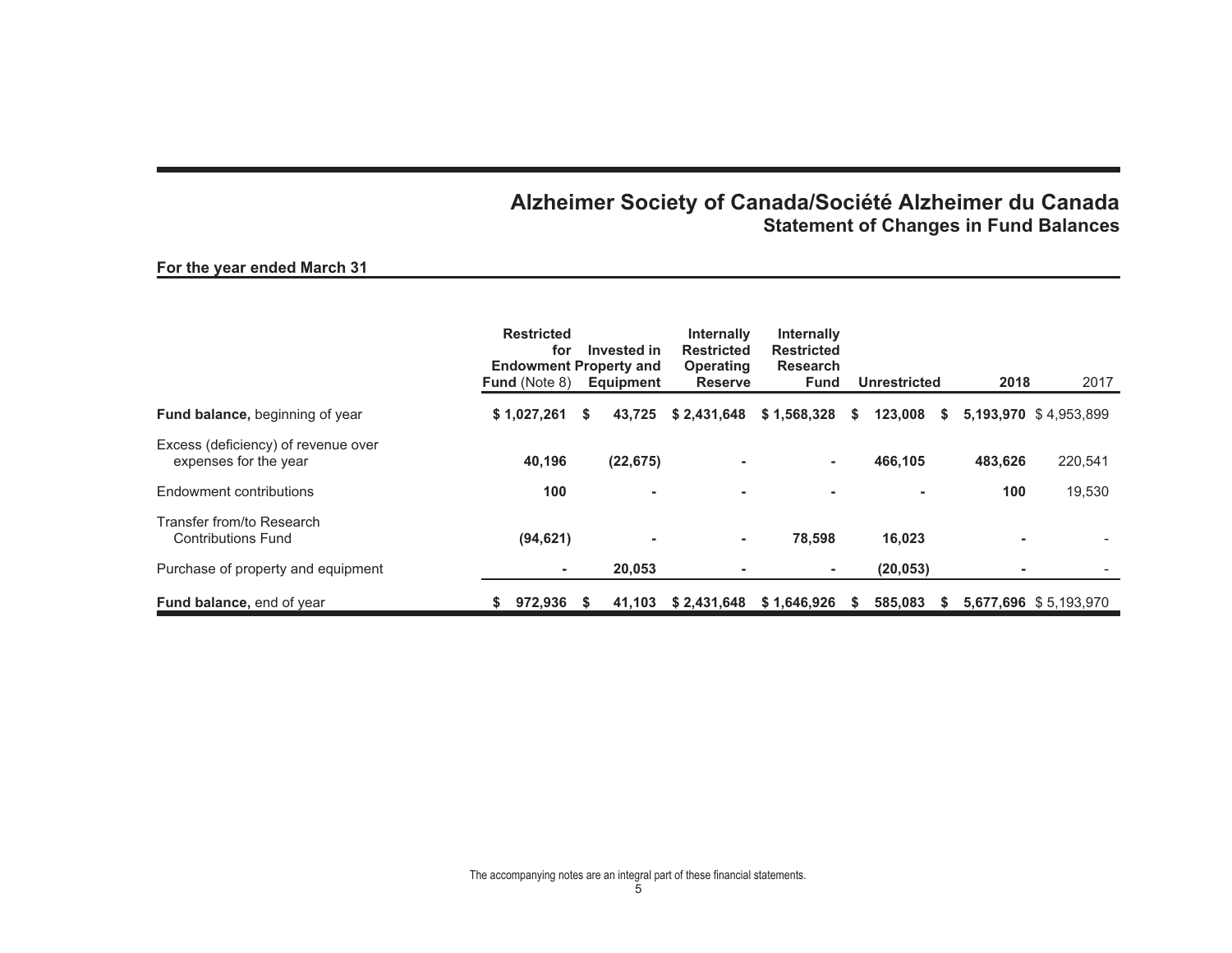# Alzheimer Society of Canada/Société Alzheimer du Canada

## Statement of Changes in Fund Balances

**For the year ended March 31**

| | Restricted for Endowment Fund (Note 8) | Invested in Property and Equipment | Internally Restricted Operating Reserve | Internally Restricted Research Fund | Unrestricted | 2018 | 2017 |
|---|---|---|---|---|---|---|---|
| **Fund balance,** beginning of year | $ 1,027,261 | $ 43,725 | $ 2,431,648 | $ 1,568,328 | $ 123,008 | $ 5,193,970 | $ 4,953,899 |
| Excess (deficiency) of revenue over expenses for the year | 40,196 | (22,675) | - | - | 466,105 | 483,626 | 220,541 |
| Endowment contributions | 100 | - | - | - | - | 100 | 19,530 |
| Transfer from/to Research Contributions Fund | (94,621) | - | - | 78,598 | 16,023 | - | - |
| Purchase of property and equipment | - | 20,053 | - | - | (20,053) | - | - |
| **Fund balance,** end of year | $ 972,936 | $ 41,103 | $ 2,431,648 | $ 1,646,926 | $ 585,083 | $ 5,677,696 | $ 5,193,970 |

The accompanying notes are an integral part of these financial statements.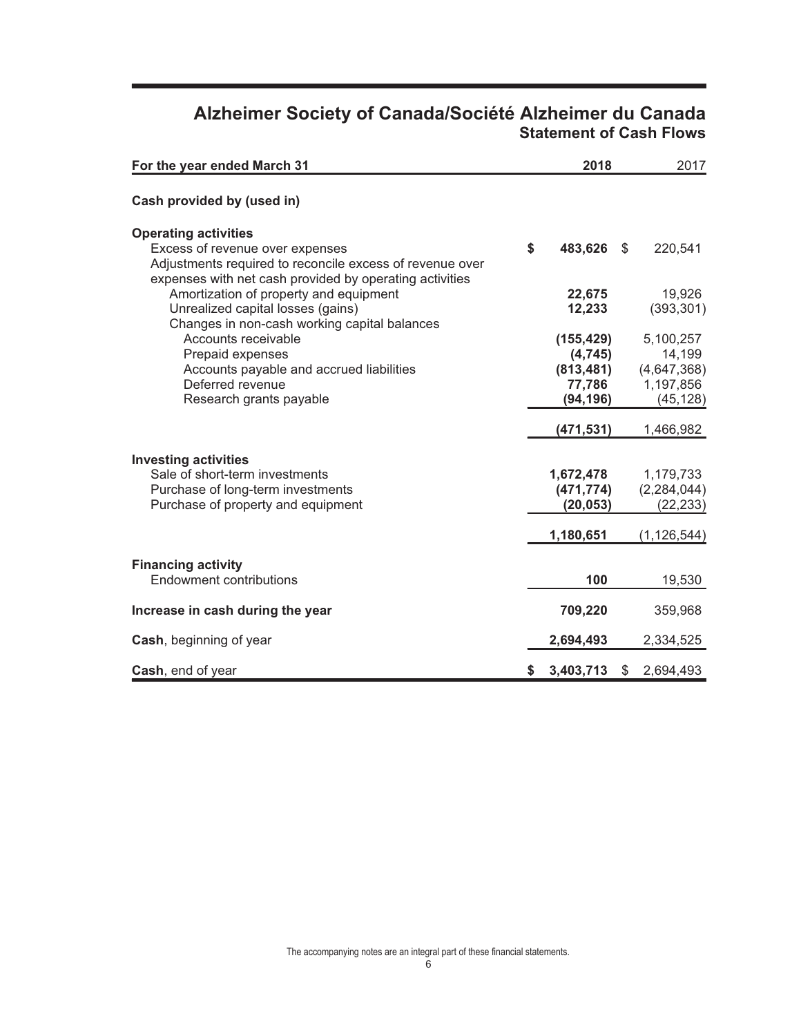# Alzheimer Society of Canada/Société Alzheimer du Canada

## Statement of Cash Flows

| For the year ended March 31 | 2018 | 2017 |
|---|---|---|
| **Cash provided by (used in)** | | |
| **Operating activities** | | |
| Excess of revenue over expenses | **$ 483,626** | $ 220,541 |
| Adjustments required to reconcile excess of revenue over expenses with net cash provided by operating activities | | |
| Amortization of property and equipment | **22,675** | 19,926 |
| Unrealized capital losses (gains) | **12,233** | (393,301) |
| Changes in non-cash working capital balances | | |
| Accounts receivable | **(155,429)** | 5,100,257 |
| Prepaid expenses | **(4,745)** | 14,199 |
| Accounts payable and accrued liabilities | **(813,481)** | (4,647,368) |
| Deferred revenue | **77,786** | 1,197,856 |
| Research grants payable | **(94,196)** | (45,128) |
| | **(471,531)** | 1,466,982 |
| **Investing activities** | | |
| Sale of short-term investments | **1,672,478** | 1,179,733 |
| Purchase of long-term investments | **(471,774)** | (2,284,044) |
| Purchase of property and equipment | **(20,053)** | (22,233) |
| | **1,180,651** | (1,126,544) |
| **Financing activity** | | |
| Endowment contributions | **100** | 19,530 |
| **Increase in cash during the year** | **709,220** | 359,968 |
| **Cash**, beginning of year | **2,694,493** | 2,334,525 |
| **Cash**, end of year | **$ 3,403,713** | $ 2,694,493 |

The accompanying notes are an integral part of these financial statements.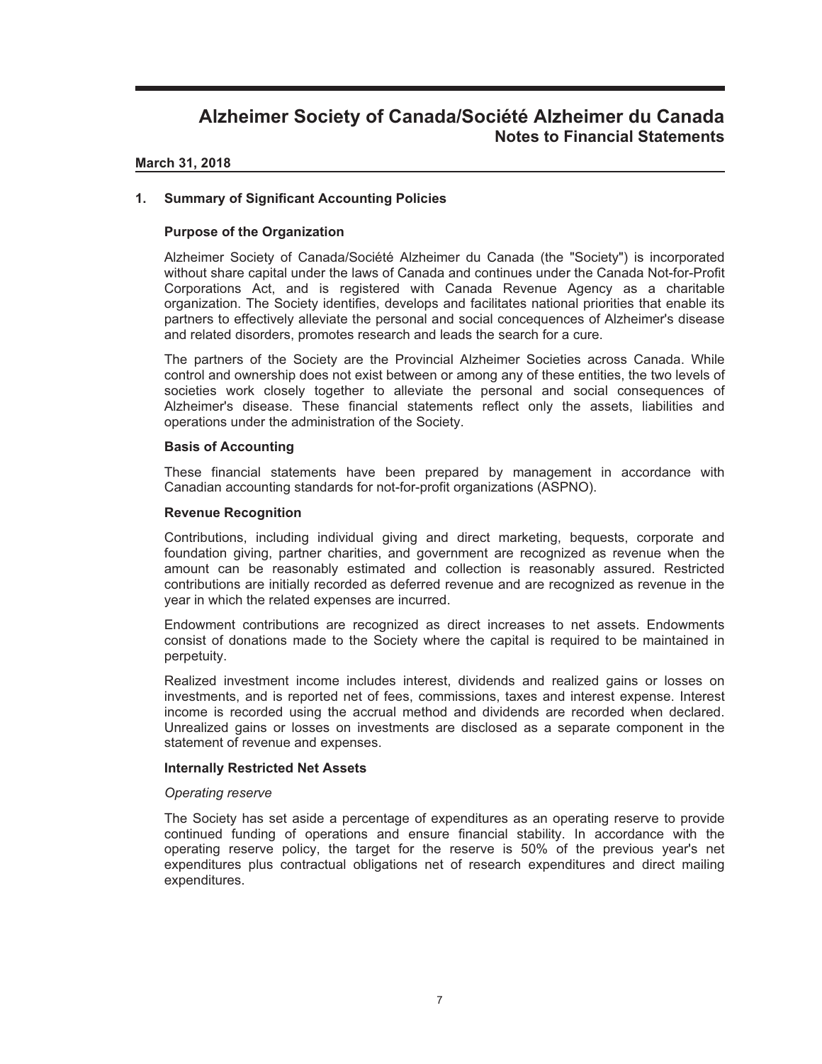# Alzheimer Society of Canada/Société Alzheimer du Canada
## Notes to Financial Statements

**March 31, 2018**

### 1. Summary of Significant Accounting Policies

#### Purpose of the Organization

Alzheimer Society of Canada/Société Alzheimer du Canada (the "Society") is incorporated without share capital under the laws of Canada and continues under the Canada Not-for-Profit Corporations Act, and is registered with Canada Revenue Agency as a charitable organization. The Society identifies, develops and facilitates national priorities that enable its partners to effectively alleviate the personal and social concequences of Alzheimer's disease and related disorders, promotes research and leads the search for a cure.

The partners of the Society are the Provincial Alzheimer Societies across Canada. While control and ownership does not exist between or among any of these entities, the two levels of societies work closely together to alleviate the personal and social consequences of Alzheimer's disease. These financial statements reflect only the assets, liabilities and operations under the administration of the Society.

#### Basis of Accounting

These financial statements have been prepared by management in accordance with Canadian accounting standards for not-for-profit organizations (ASPNO).

#### Revenue Recognition

Contributions, including individual giving and direct marketing, bequests, corporate and foundation giving, partner charities, and government are recognized as revenue when the amount can be reasonably estimated and collection is reasonably assured. Restricted contributions are initially recorded as deferred revenue and are recognized as revenue in the year in which the related expenses are incurred.

Endowment contributions are recognized as direct increases to net assets. Endowments consist of donations made to the Society where the capital is required to be maintained in perpetuity.

Realized investment income includes interest, dividends and realized gains or losses on investments, and is reported net of fees, commissions, taxes and interest expense. Interest income is recorded using the accrual method and dividends are recorded when declared. Unrealized gains or losses on investments are disclosed as a separate component in the statement of revenue and expenses.

#### Internally Restricted Net Assets

*Operating reserve*

The Society has set aside a percentage of expenditures as an operating reserve to provide continued funding of operations and ensure financial stability. In accordance with the operating reserve policy, the target for the reserve is 50% of the previous year's net expenditures plus contractual obligations net of research expenditures and direct mailing expenditures.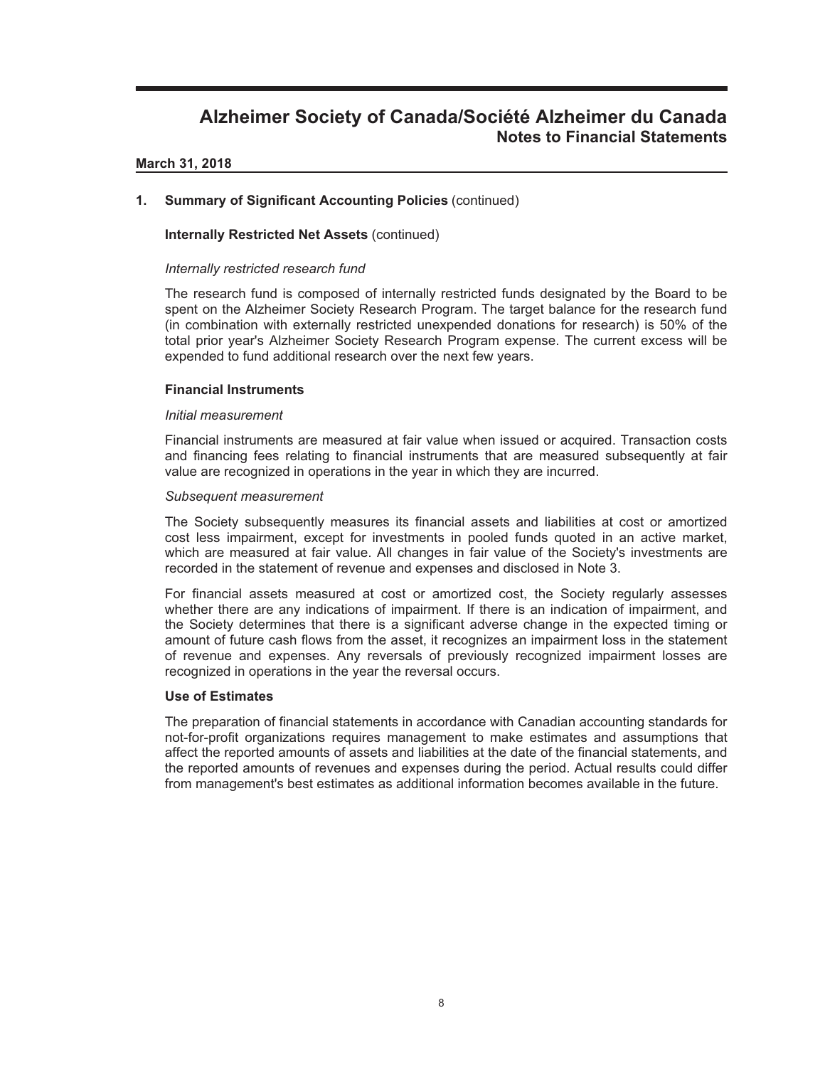# Alzheimer Society of Canada/Société Alzheimer du Canada
## Notes to Financial Statements

**March 31, 2018**

### 1. Summary of Significant Accounting Policies (continued)

**Internally Restricted Net Assets** (continued)

*Internally restricted research fund*

The research fund is composed of internally restricted funds designated by the Board to be spent on the Alzheimer Society Research Program. The target balance for the research fund (in combination with externally restricted unexpended donations for research) is 50% of the total prior year's Alzheimer Society Research Program expense. The current excess will be expended to fund additional research over the next few years.

**Financial Instruments**

*Initial measurement*

Financial instruments are measured at fair value when issued or acquired. Transaction costs and financing fees relating to financial instruments that are measured subsequently at fair value are recognized in operations in the year in which they are incurred.

*Subsequent measurement*

The Society subsequently measures its financial assets and liabilities at cost or amortized cost less impairment, except for investments in pooled funds quoted in an active market, which are measured at fair value. All changes in fair value of the Society's investments are recorded in the statement of revenue and expenses and disclosed in Note 3.

For financial assets measured at cost or amortized cost, the Society regularly assesses whether there are any indications of impairment. If there is an indication of impairment, and the Society determines that there is a significant adverse change in the expected timing or amount of future cash flows from the asset, it recognizes an impairment loss in the statement of revenue and expenses. Any reversals of previously recognized impairment losses are recognized in operations in the year the reversal occurs.

**Use of Estimates**

The preparation of financial statements in accordance with Canadian accounting standards for not-for-profit organizations requires management to make estimates and assumptions that affect the reported amounts of assets and liabilities at the date of the financial statements, and the reported amounts of revenues and expenses during the period. Actual results could differ from management's best estimates as additional information becomes available in the future.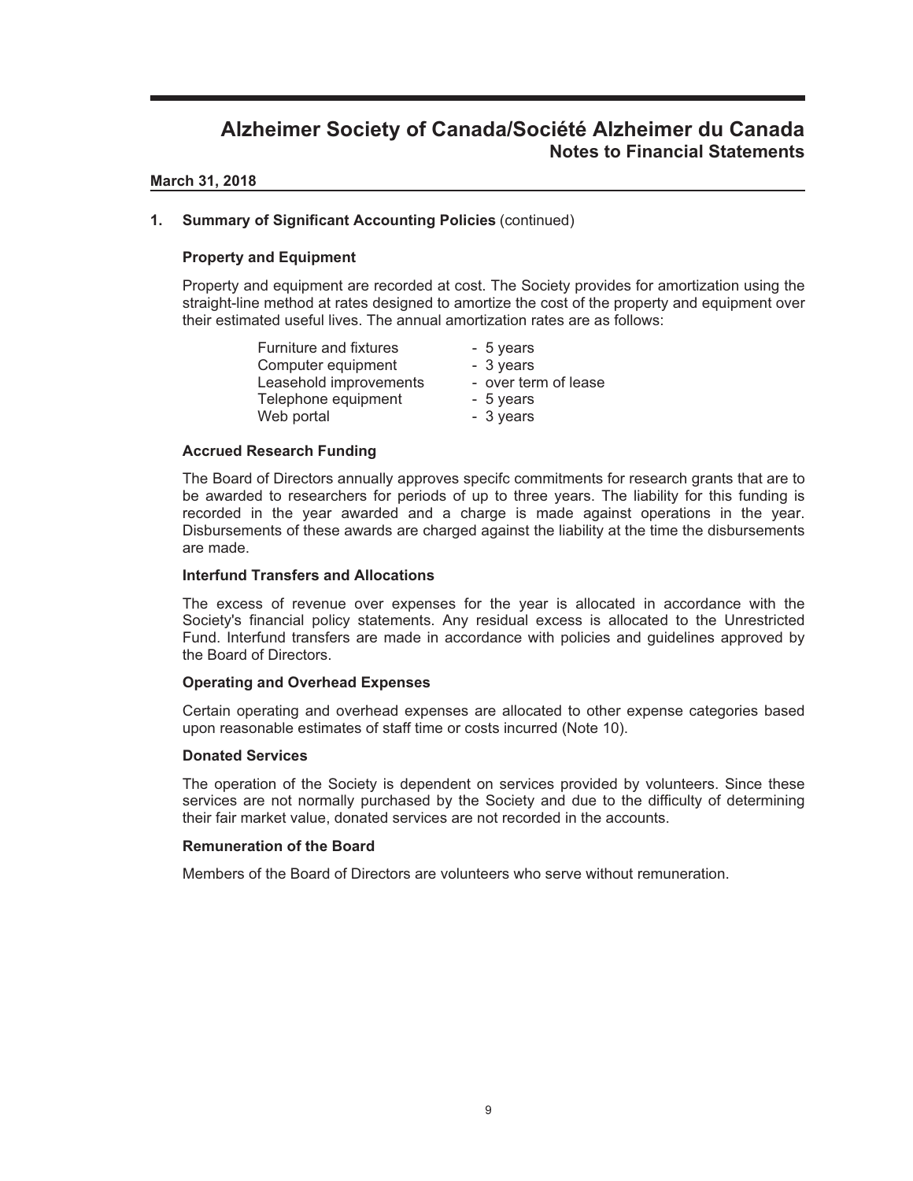# Alzheimer Society of Canada/Société Alzheimer du Canada
## Notes to Financial Statements

**March 31, 2018**

### 1. Summary of Significant Accounting Policies (continued)

**Property and Equipment**

Property and equipment are recorded at cost. The Society provides for amortization using the straight-line method at rates designed to amortize the cost of the property and equipment over their estimated useful lives. The annual amortization rates are as follows:

| | |
|---|---|
| Furniture and fixtures | - 5 years |
| Computer equipment | - 3 years |
| Leasehold improvements | - over term of lease |
| Telephone equipment | - 5 years |
| Web portal | - 3 years |

**Accrued Research Funding**

The Board of Directors annually approves specifc commitments for research grants that are to be awarded to researchers for periods of up to three years. The liability for this funding is recorded in the year awarded and a charge is made against operations in the year. Disbursements of these awards are charged against the liability at the time the disbursements are made.

**Interfund Transfers and Allocations**

The excess of revenue over expenses for the year is allocated in accordance with the Society's financial policy statements. Any residual excess is allocated to the Unrestricted Fund. Interfund transfers are made in accordance with policies and guidelines approved by the Board of Directors.

**Operating and Overhead Expenses**

Certain operating and overhead expenses are allocated to other expense categories based upon reasonable estimates of staff time or costs incurred (Note 10).

**Donated Services**

The operation of the Society is dependent on services provided by volunteers. Since these services are not normally purchased by the Society and due to the difficulty of determining their fair market value, donated services are not recorded in the accounts.

**Remuneration of the Board**

Members of the Board of Directors are volunteers who serve without remuneration.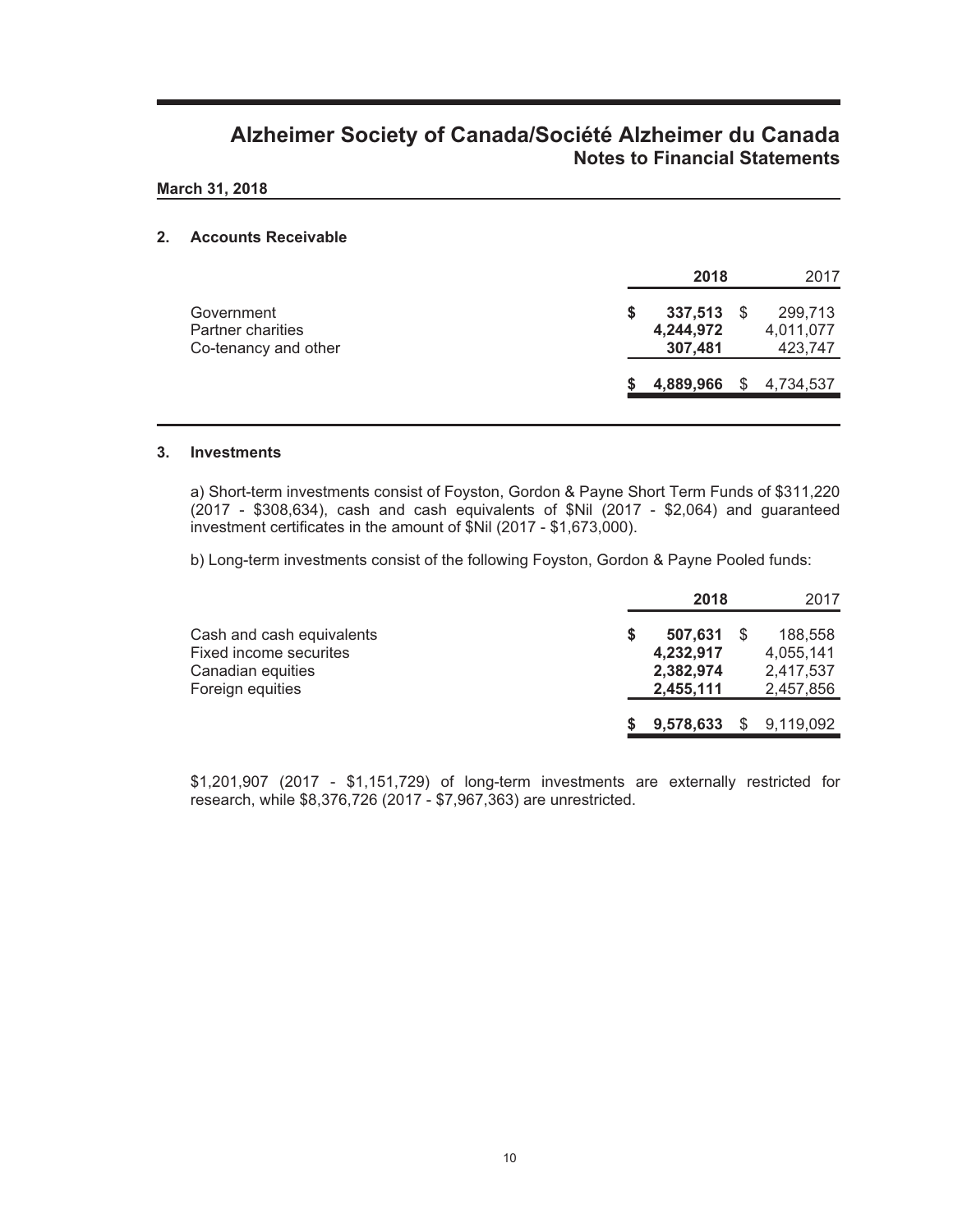# Alzheimer Society of Canada/Société Alzheimer du Canada
## Notes to Financial Statements

**March 31, 2018**

### 2. Accounts Receivable

| | 2018 | 2017 |
|---|---|---|
| Government | $ 337,513 | $ 299,713 |
| Partner charities | 4,244,972 | 4,011,077 |
| Co-tenancy and other | 307,481 | 423,747 |
| | $ 4,889,966 | $ 4,734,537 |

### 3. Investments

a) Short-term investments consist of Foyston, Gordon & Payne Short Term Funds of $311,220 (2017 - $308,634), cash and cash equivalents of $Nil (2017 - $2,064) and guaranteed investment certificates in the amount of $Nil (2017 - $1,673,000).

b) Long-term investments consist of the following Foyston, Gordon & Payne Pooled funds:

| | 2018 | 2017 |
|---|---|---|
| Cash and cash equivalents | $ 507,631 | $ 188,558 |
| Fixed income securites | 4,232,917 | 4,055,141 |
| Canadian equities | 2,382,974 | 2,417,537 |
| Foreign equities | 2,455,111 | 2,457,856 |
| | $ 9,578,633 | $ 9,119,092 |

$1,201,907 (2017 - $1,151,729) of long-term investments are externally restricted for research, while $8,376,726 (2017 - $7,967,363) are unrestricted.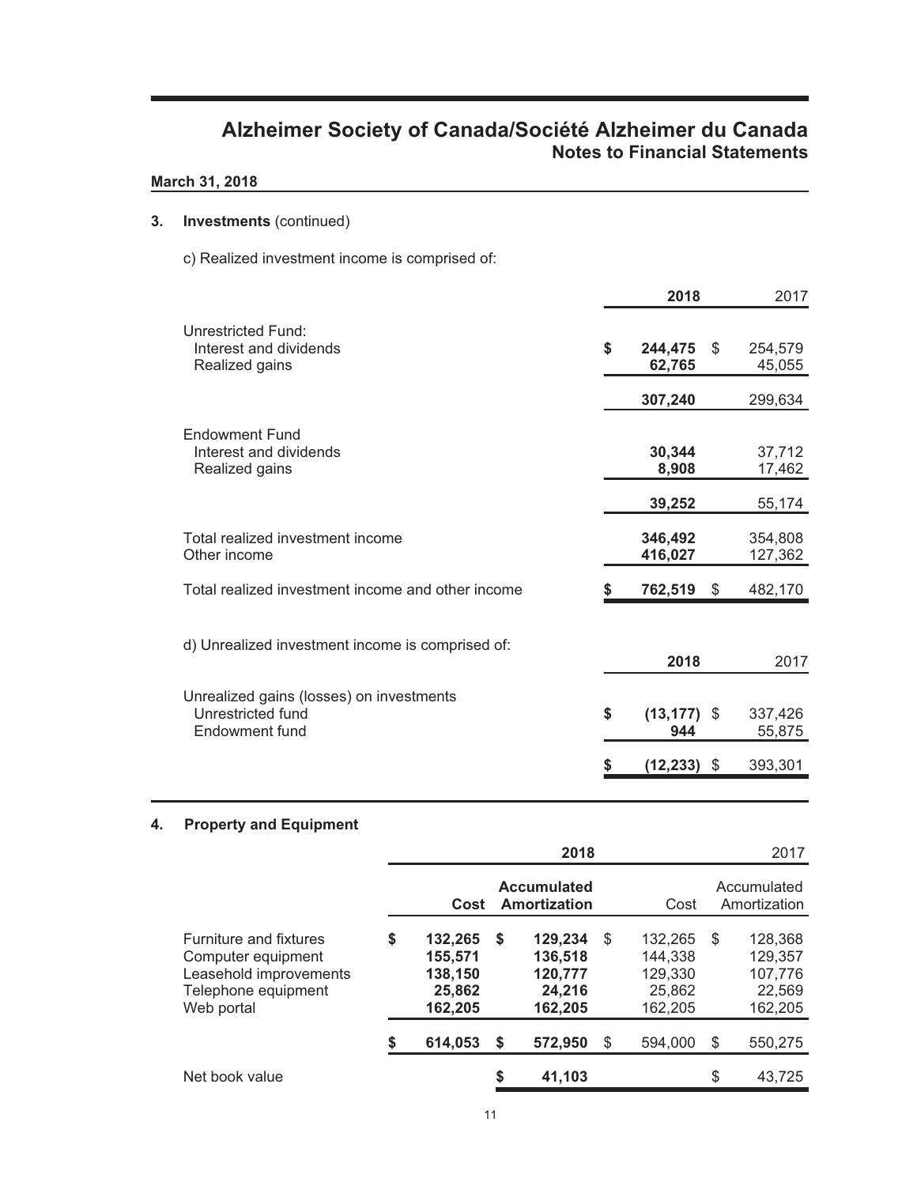# Alzheimer Society of Canada/Société Alzheimer du Canada
## Notes to Financial Statements

**March 31, 2018**

### 3. Investments (continued)

c) Realized investment income is comprised of:

| | **2018** | 2017 |
|---|---|---|
| Unrestricted Fund: | | |
| Interest and dividends | **$ 244,475** | $ 254,579 |
| Realized gains | **62,765** | 45,055 |
| | **307,240** | 299,634 |
| Endowment Fund | | |
| Interest and dividends | **30,344** | 37,712 |
| Realized gains | **8,908** | 17,462 |
| | **39,252** | 55,174 |
| Total realized investment income | **346,492** | 354,808 |
| Other income | **416,027** | 127,362 |
| Total realized investment income and other income | **$ 762,519** | $ 482,170 |

d) Unrealized investment income is comprised of:

| | **2018** | 2017 |
|---|---|---|
| Unrealized gains (losses) on investments | | |
| Unrestricted fund | **$ (13,177)** | $ 337,426 |
| Endowment fund | **944** | 55,875 |
| | **$ (12,233)** | $ 393,301 |

### 4. Property and Equipment

| | **2018** | | 2017 | |
|---|---|---|---|---|
| | **Cost** | **Accumulated Amortization** | Cost | Accumulated Amortization |
| Furniture and fixtures | **$ 132,265** | **$ 129,234** | $ 132,265 | $ 128,368 |
| Computer equipment | **155,571** | **136,518** | 144,338 | 129,357 |
| Leasehold improvements | **138,150** | **120,777** | 129,330 | 107,776 |
| Telephone equipment | **25,862** | **24,216** | 25,862 | 22,569 |
| Web portal | **162,205** | **162,205** | 162,205 | 162,205 |
| | **$ 614,053** | **$ 572,950** | $ 594,000 | $ 550,275 |
| Net book value | | **$ 41,103** | | $ 43,725 |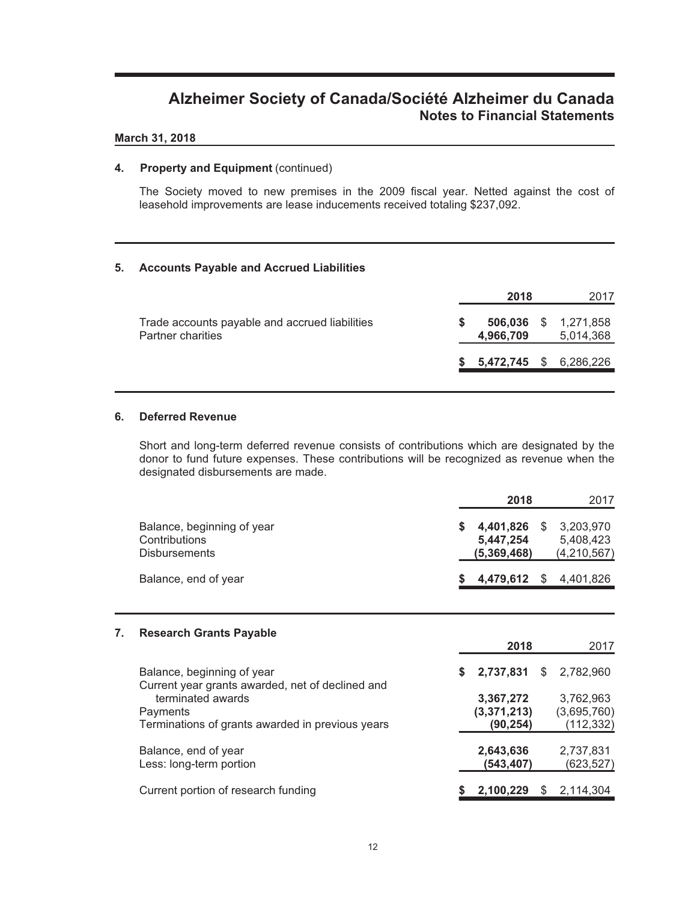# Alzheimer Society of Canada/Société Alzheimer du Canada
## Notes to Financial Statements

**March 31, 2018**

### 4. Property and Equipment (continued)

The Society moved to new premises in the 2009 fiscal year. Netted against the cost of leasehold improvements are lease inducements received totaling $237,092.

### 5. Accounts Payable and Accrued Liabilities

| | 2018 | 2017 |
|---|---|---|
| Trade accounts payable and accrued liabilities | $ 506,036 | $ 1,271,858 |
| Partner charities | 4,966,709 | 5,014,368 |
| | $ 5,472,745 | $ 6,286,226 |

### 6. Deferred Revenue

Short and long-term deferred revenue consists of contributions which are designated by the donor to fund future expenses. These contributions will be recognized as revenue when the designated disbursements are made.

| | 2018 | 2017 |
|---|---|---|
| Balance, beginning of year | $ 4,401,826 | $ 3,203,970 |
| Contributions | 5,447,254 | 5,408,423 |
| Disbursements | (5,369,468) | (4,210,567) |
| Balance, end of year | $ 4,479,612 | $ 4,401,826 |

### 7. Research Grants Payable

| | 2018 | 2017 |
|---|---|---|
| Balance, beginning of year | $ 2,737,831 | $ 2,782,960 |
| Current year grants awarded, net of declined and terminated awards | 3,367,272 | 3,762,963 |
| Payments | (3,371,213) | (3,695,760) |
| Terminations of grants awarded in previous years | (90,254) | (112,332) |
| Balance, end of year | 2,643,636 | 2,737,831 |
| Less: long-term portion | (543,407) | (623,527) |
| Current portion of research funding | $ 2,100,229 | $ 2,114,304 |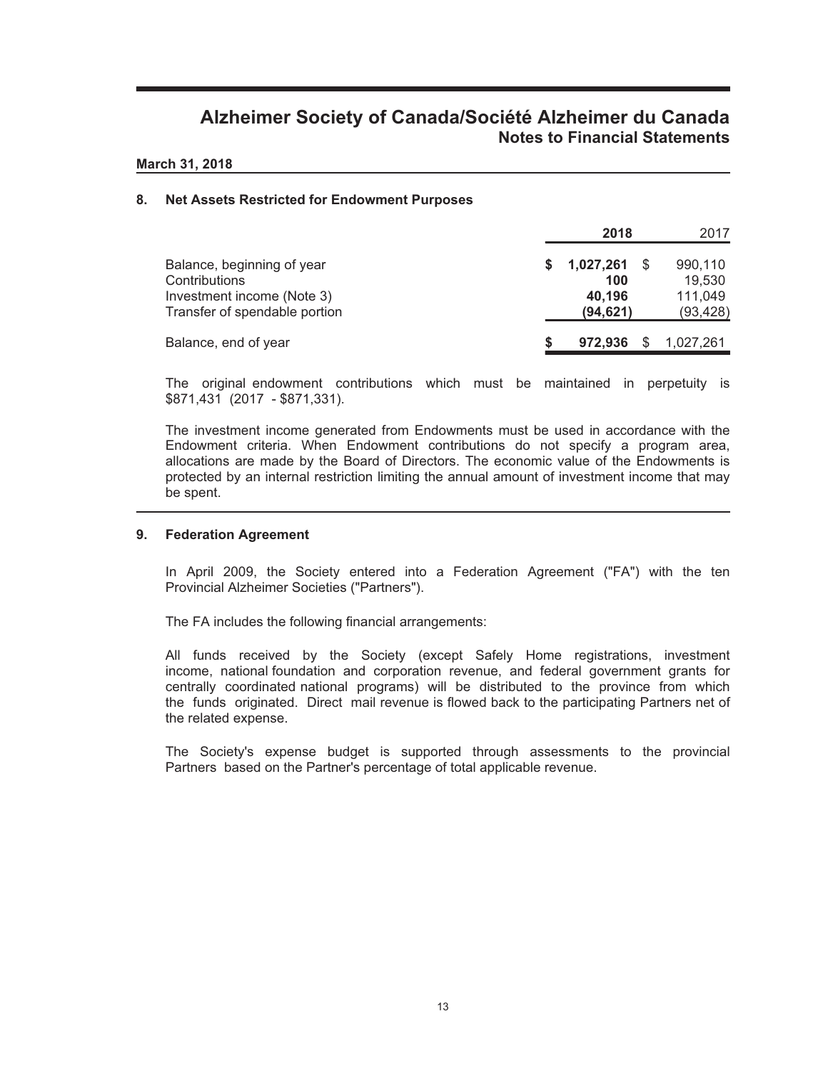# Alzheimer Society of Canada/Société Alzheimer du Canada
## Notes to Financial Statements

**March 31, 2018**

### 8. Net Assets Restricted for Endowment Purposes

| | 2018 | 2017 |
|---|---|---|
| Balance, beginning of year | **$ 1,027,261** | $ 990,110 |
| Contributions | **100** | 19,530 |
| Investment income (Note 3) | **40,196** | 111,049 |
| Transfer of spendable portion | **(94,621)** | (93,428) |
| Balance, end of year | **$ 972,936** | $ 1,027,261 |

The original endowment contributions which must be maintained in perpetuity is $871,431 (2017 - $871,331).

The investment income generated from Endowments must be used in accordance with the Endowment criteria. When Endowment contributions do not specify a program area, allocations are made by the Board of Directors. The economic value of the Endowments is protected by an internal restriction limiting the annual amount of investment income that may be spent.

### 9. Federation Agreement

In April 2009, the Society entered into a Federation Agreement ("FA") with the ten Provincial Alzheimer Societies ("Partners").

The FA includes the following financial arrangements:

All funds received by the Society (except Safely Home registrations, investment income, national foundation and corporation revenue, and federal government grants for centrally coordinated national programs) will be distributed to the province from which the funds originated. Direct mail revenue is flowed back to the participating Partners net of the related expense.

The Society's expense budget is supported through assessments to the provincial Partners based on the Partner's percentage of total applicable revenue.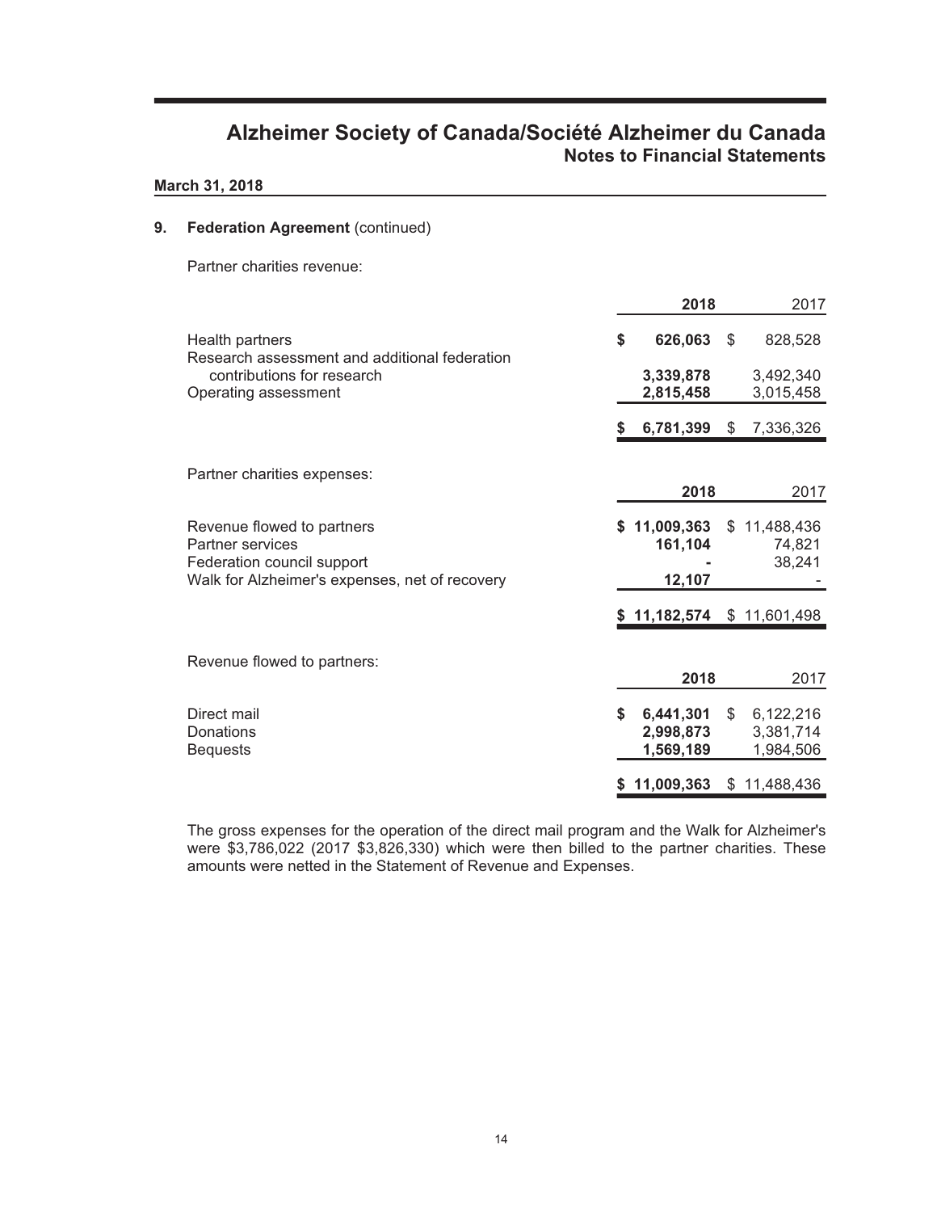# Alzheimer Society of Canada/Société Alzheimer du Canada
## Notes to Financial Statements

**March 31, 2018**

### 9. Federation Agreement (continued)

Partner charities revenue:

| | 2018 | 2017 |
|---|---|---|
| Health partners | $ 626,063 | $ 828,528 |
| Research assessment and additional federation contributions for research | 3,339,878 | 3,492,340 |
| Operating assessment | 2,815,458 | 3,015,458 |
| | $ 6,781,399 | $ 7,336,326 |

Partner charities expenses:

| | 2018 | 2017 |
|---|---|---|
| Revenue flowed to partners | $ 11,009,363 | $ 11,488,436 |
| Partner services | 161,104 | 74,821 |
| Federation council support | - | 38,241 |
| Walk for Alzheimer's expenses, net of recovery | 12,107 | - |
| | $ 11,182,574 | $ 11,601,498 |

Revenue flowed to partners:

| | 2018 | 2017 |
|---|---|---|
| Direct mail | $ 6,441,301 | $ 6,122,216 |
| Donations | 2,998,873 | 3,381,714 |
| Bequests | 1,569,189 | 1,984,506 |
| | $ 11,009,363 | $ 11,488,436 |

The gross expenses for the operation of the direct mail program and the Walk for Alzheimer's were $3,786,022 (2017 $3,826,330) which were then billed to the partner charities. These amounts were netted in the Statement of Revenue and Expenses.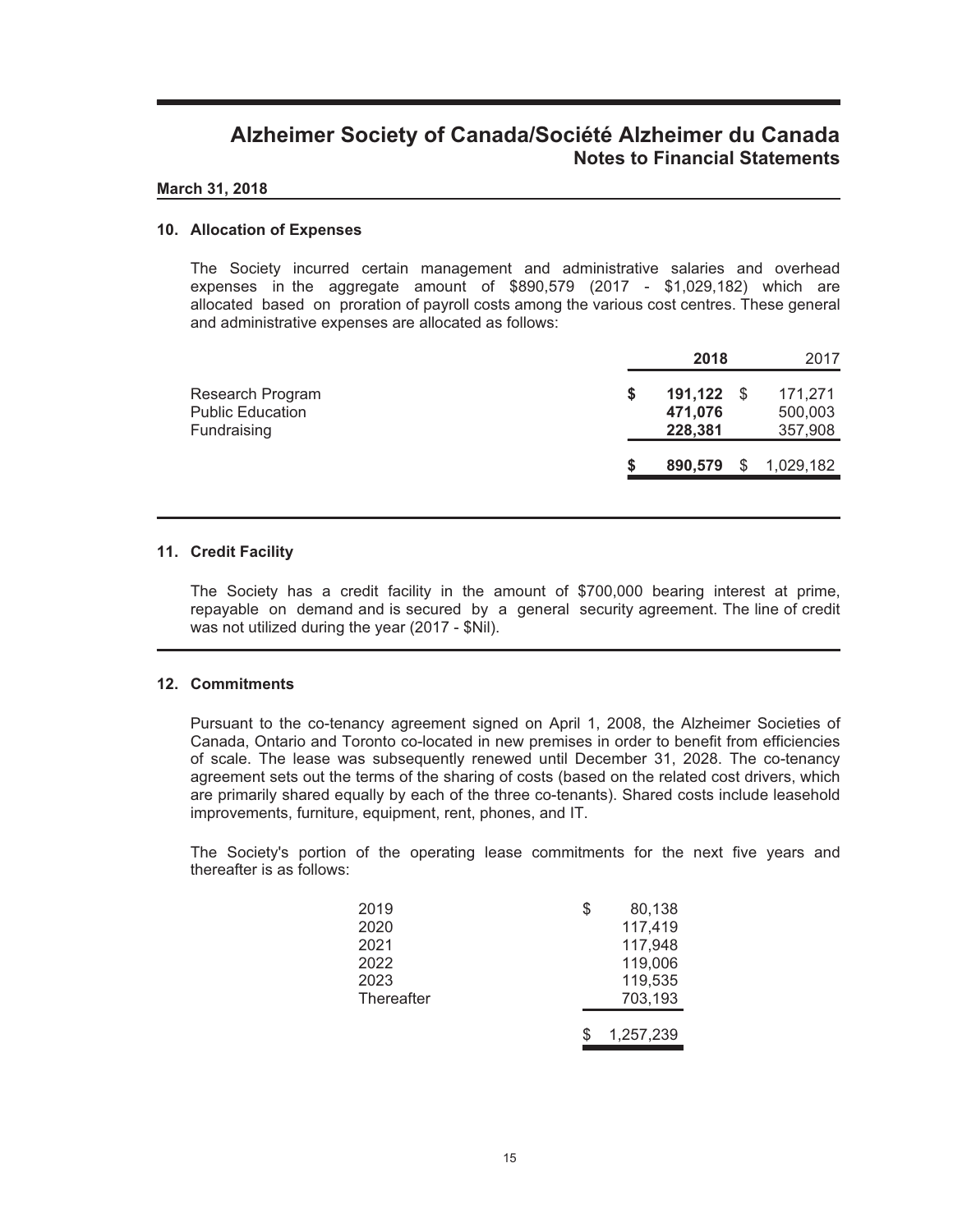# Alzheimer Society of Canada/Société Alzheimer du Canada
## Notes to Financial Statements

**March 31, 2018**

### 10. Allocation of Expenses

The Society incurred certain management and administrative salaries and overhead expenses in the aggregate amount of $890,579 (2017 - $1,029,182) which are allocated based on proration of payroll costs among the various cost centres. These general and administrative expenses are allocated as follows:

| | **2018** | 2017 |
|---|---|---|
| Research Program | **$ 191,122** | $ 171,271 |
| Public Education | **471,076** | 500,003 |
| Fundraising | **228,381** | 357,908 |
| | **$ 890,579** | $ 1,029,182 |

### 11. Credit Facility

The Society has a credit facility in the amount of $700,000 bearing interest at prime, repayable on demand and is secured by a general security agreement. The line of credit was not utilized during the year (2017 - $Nil).

### 12. Commitments

Pursuant to the co-tenancy agreement signed on April 1, 2008, the Alzheimer Societies of Canada, Ontario and Toronto co-located in new premises in order to benefit from efficiencies of scale. The lease was subsequently renewed until December 31, 2028. The co-tenancy agreement sets out the terms of the sharing of costs (based on the related cost drivers, which are primarily shared equally by each of the three co-tenants). Shared costs include leasehold improvements, furniture, equipment, rent, phones, and IT.

The Society's portion of the operating lease commitments for the next five years and thereafter is as follows:

| | |
|---|---|
| 2019 | $ 80,138 |
| 2020 | 117,419 |
| 2021 | 117,948 |
| 2022 | 119,006 |
| 2023 | 119,535 |
| Thereafter | 703,193 |
| | $ 1,257,239 |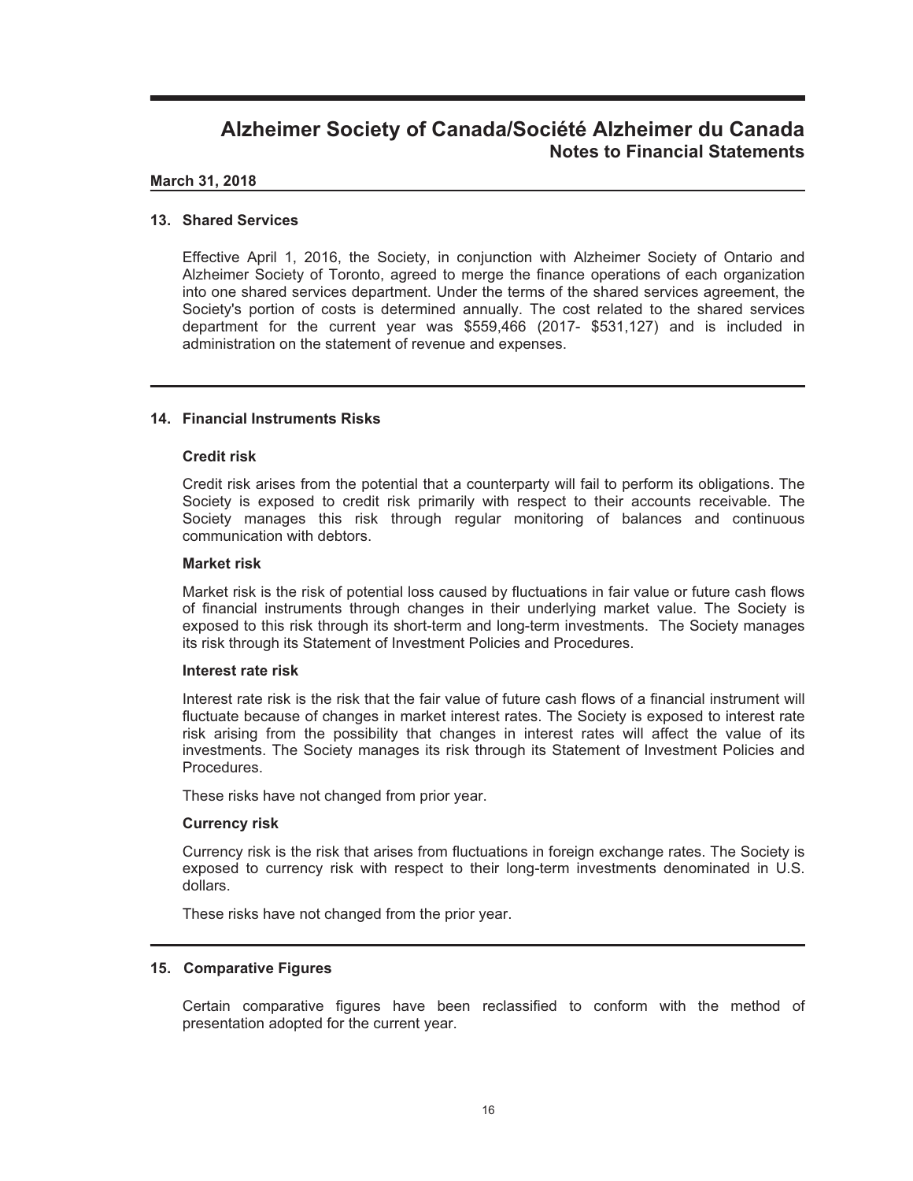# Alzheimer Society of Canada/Société Alzheimer du Canada
## Notes to Financial Statements

**March 31, 2018**

### 13. Shared Services

Effective April 1, 2016, the Society, in conjunction with Alzheimer Society of Ontario and Alzheimer Society of Toronto, agreed to merge the finance operations of each organization into one shared services department. Under the terms of the shared services agreement, the Society's portion of costs is determined annually. The cost related to the shared services department for the current year was $559,466 (2017- $531,127) and is included in administration on the statement of revenue and expenses.

### 14. Financial Instruments Risks

**Credit risk**

Credit risk arises from the potential that a counterparty will fail to perform its obligations. The Society is exposed to credit risk primarily with respect to their accounts receivable. The Society manages this risk through regular monitoring of balances and continuous communication with debtors.

**Market risk**

Market risk is the risk of potential loss caused by fluctuations in fair value or future cash flows of financial instruments through changes in their underlying market value. The Society is exposed to this risk through its short-term and long-term investments. The Society manages its risk through its Statement of Investment Policies and Procedures.

**Interest rate risk**

Interest rate risk is the risk that the fair value of future cash flows of a financial instrument will fluctuate because of changes in market interest rates. The Society is exposed to interest rate risk arising from the possibility that changes in interest rates will affect the value of its investments. The Society manages its risk through its Statement of Investment Policies and Procedures.

These risks have not changed from prior year.

**Currency risk**

Currency risk is the risk that arises from fluctuations in foreign exchange rates. The Society is exposed to currency risk with respect to their long-term investments denominated in U.S. dollars.

These risks have not changed from the prior year.

### 15. Comparative Figures

Certain comparative figures have been reclassified to conform with the method of presentation adopted for the current year.